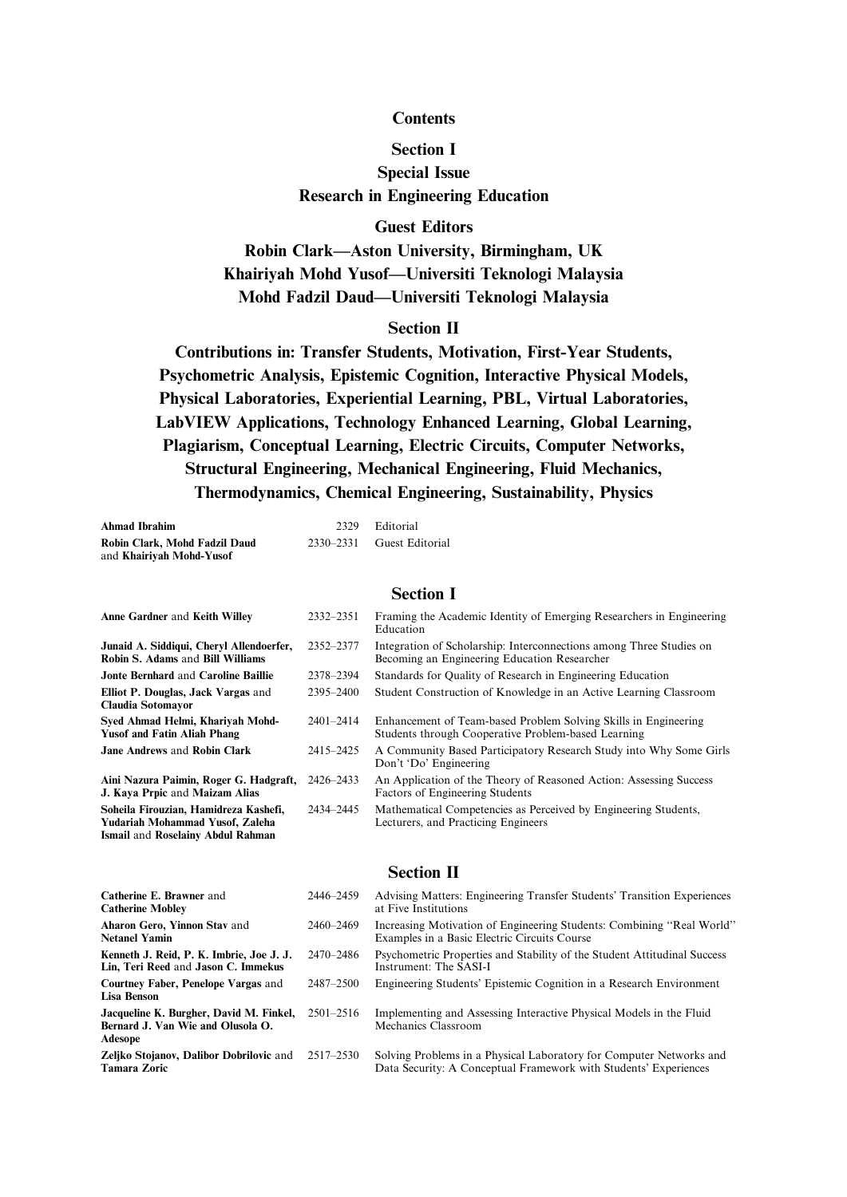# Contents

## Section I

## Special Issue

## Research in Engineering Education

### Guest Editors

### Robin Clark—Aston University, Birmingham, UK
### Khairiyah Mohd Yusof—Universiti Teknologi Malaysia
### Mohd Fadzil Daud—Universiti Teknologi Malaysia

## Section II

### Contributions in: Transfer Students, Motivation, First-Year Students, Psychometric Analysis, Epistemic Cognition, Interactive Physical Models, Physical Laboratories, Experiential Learning, PBL, Virtual Laboratories, LabVIEW Applications, Technology Enhanced Learning, Global Learning, Plagiarism, Conceptual Learning, Electric Circuits, Computer Networks, Structural Engineering, Mechanical Engineering, Fluid Mechanics, Thermodynamics, Chemical Engineering, Sustainability, Physics

| | | |
|---|---|---|
| **Ahmad Ibrahim** | 2329 | Editorial |
| **Robin Clark, Mohd Fadzil Daud** and **Khairiyah Mohd-Yusof** | 2330–2331 | Guest Editorial |

## Section I

| | | |
|---|---|---|
| **Anne Gardner** and **Keith Willey** | 2332–2351 | Framing the Academic Identity of Emerging Researchers in Engineering Education |
| **Junaid A. Siddiqui, Cheryl Allendoerfer, Robin S. Adams** and **Bill Williams** | 2352–2377 | Integration of Scholarship: Interconnections among Three Studies on Becoming an Engineering Education Researcher |
| **Jonte Bernhard** and **Caroline Baillie** | 2378–2394 | Standards for Quality of Research in Engineering Education |
| **Elliot P. Douglas, Jack Vargas** and **Claudia Sotomayor** | 2395–2400 | Student Construction of Knowledge in an Active Learning Classroom |
| **Syed Ahmad Helmi, Khariyah Mohd-Yusof and Fatin Aliah Phang** | 2401–2414 | Enhancement of Team-based Problem Solving Skills in Engineering Students through Cooperative Problem-based Learning |
| **Jane Andrews** and **Robin Clark** | 2415–2425 | A Community Based Participatory Research Study into Why Some Girls Don't 'Do' Engineering |
| **Aini Nazura Paimin, Roger G. Hadgraft, J. Kaya Prpic** and **Maizam Alias** | 2426–2433 | An Application of the Theory of Reasoned Action: Assessing Success Factors of Engineering Students |
| **Soheila Firouzian, Hamidreza Kashefi, Yudariah Mohammad Yusof, Zaleha Ismail** and **Roselainy Abdul Rahman** | 2434–2445 | Mathematical Competencies as Perceived by Engineering Students, Lecturers, and Practicing Engineers |

## Section II

| | | |
|---|---|---|
| **Catherine E. Brawner** and **Catherine Mobley** | 2446–2459 | Advising Matters: Engineering Transfer Students' Transition Experiences at Five Institutions |
| **Aharon Gero, Yinnon Stav** and **Netanel Yamin** | 2460–2469 | Increasing Motivation of Engineering Students: Combining "Real World" Examples in a Basic Electric Circuits Course |
| **Kenneth J. Reid, P. K. Imbrie, Joe J. J. Lin, Teri Reed** and **Jason C. Immekus** | 2470–2486 | Psychometric Properties and Stability of the Student Attitudinal Success Instrument: The SASI-I |
| **Courtney Faber, Penelope Vargas** and **Lisa Benson** | 2487–2500 | Engineering Students' Epistemic Cognition in a Research Environment |
| **Jacqueline K. Burgher, David M. Finkel, Bernard J. Van Wie and Olusola O. Adesope** | 2501–2516 | Implementing and Assessing Interactive Physical Models in the Fluid Mechanics Classroom |
| **Zeljko Stojanov, Dalibor Dobrilovic** and **Tamara Zoric** | 2517–2530 | Solving Problems in a Physical Laboratory for Computer Networks and Data Security: A Conceptual Framework with Students' Experiences |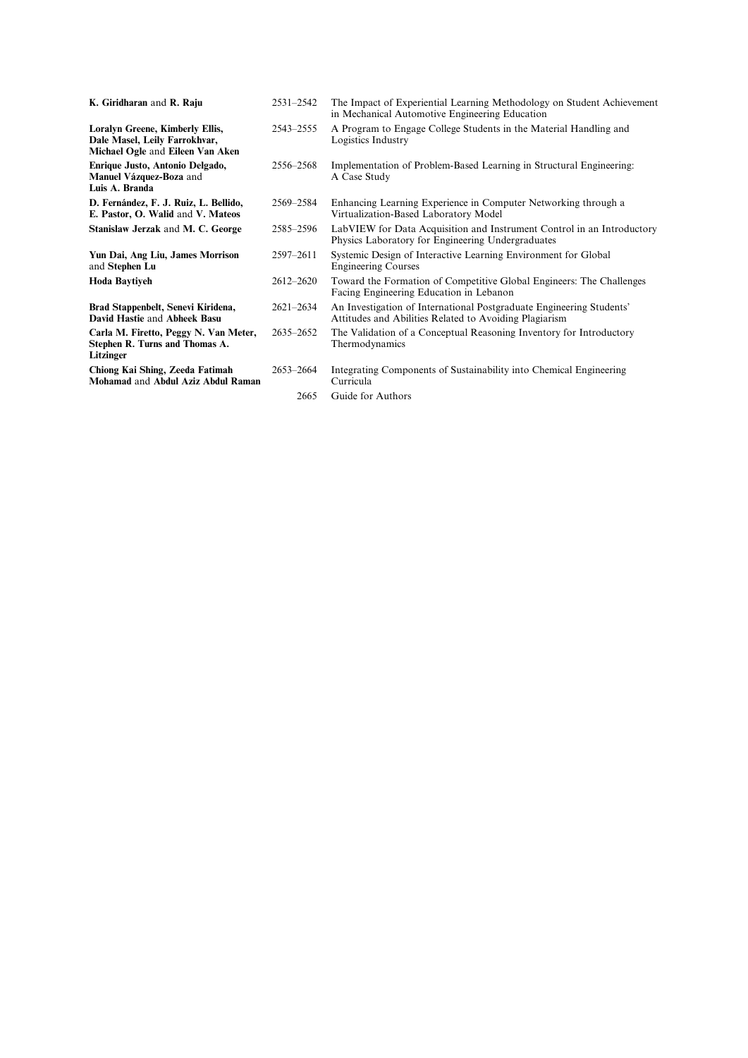| | | |
|---|---|---|
| **K. Giridharan** and **R. Raju** | 2531–2542 | The Impact of Experiential Learning Methodology on Student Achievement in Mechanical Automotive Engineering Education |
| **Loralyn Greene, Kimberly Ellis, Dale Masel, Leily Farrokhvar, Michael Ogle** and **Eileen Van Aken** | 2543–2555 | A Program to Engage College Students in the Material Handling and Logistics Industry |
| **Enrique Justo, Antonio Delgado, Manuel Vázquez-Boza** and **Luis A. Branda** | 2556–2568 | Implementation of Problem-Based Learning in Structural Engineering: A Case Study |
| **D. Fernández, F. J. Ruiz, L. Bellido, E. Pastor, O. Walid** and **V. Mateos** | 2569–2584 | Enhancing Learning Experience in Computer Networking through a Virtualization-Based Laboratory Model |
| **Stanislaw Jerzak** and **M. C. George** | 2585–2596 | LabVIEW for Data Acquisition and Instrument Control in an Introductory Physics Laboratory for Engineering Undergraduates |
| **Yun Dai, Ang Liu, James Morrison** and **Stephen Lu** | 2597–2611 | Systemic Design of Interactive Learning Environment for Global Engineering Courses |
| **Hoda Baytiyeh** | 2612–2620 | Toward the Formation of Competitive Global Engineers: The Challenges Facing Engineering Education in Lebanon |
| **Brad Stappenbelt, Senevi Kiridena, David Hastie** and **Abheek Basu** | 2621–2634 | An Investigation of International Postgraduate Engineering Students' Attitudes and Abilities Related to Avoiding Plagiarism |
| **Carla M. Firetto, Peggy N. Van Meter, Stephen R. Turns and Thomas A. Litzinger** | 2635–2652 | The Validation of a Conceptual Reasoning Inventory for Introductory Thermodynamics |
| **Chiong Kai Shing, Zeeda Fatimah Mohamad** and **Abdul Aziz Abdul Raman** | 2653–2664 | Integrating Components of Sustainability into Chemical Engineering Curricula |
| | 2665 | Guide for Authors |